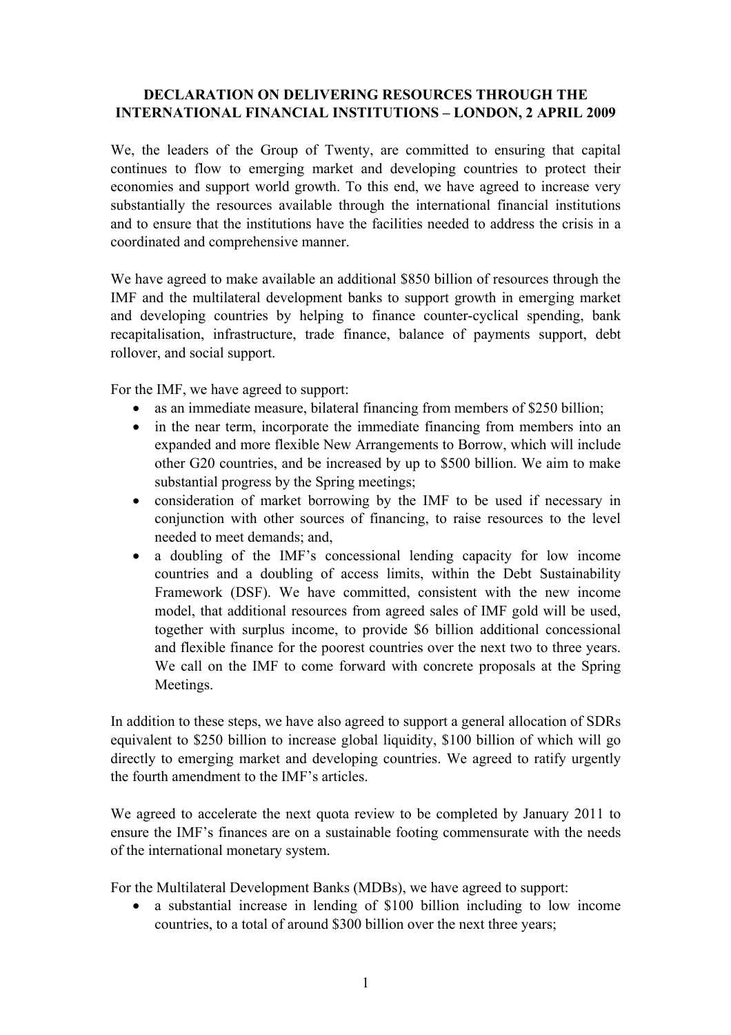# DECLARATION ON DELIVERING RESOURCES THROUGH THE INTERNATIONAL FINANCIAL INSTITUTIONS – LONDON, 2 APRIL 2009

We, the leaders of the Group of Twenty, are committed to ensuring that capital continues to flow to emerging market and developing countries to protect their economies and support world growth. To this end, we have agreed to increase very substantially the resources available through the international financial institutions and to ensure that the institutions have the facilities needed to address the crisis in a coordinated and comprehensive manner.

We have agreed to make available an additional $850 billion of resources through the IMF and the multilateral development banks to support growth in emerging market and developing countries by helping to finance counter-cyclical spending, bank recapitalisation, infrastructure, trade finance, balance of payments support, debt rollover, and social support.

For the IMF, we have agreed to support:

- as an immediate measure, bilateral financing from members of $250 billion;
- in the near term, incorporate the immediate financing from members into an expanded and more flexible New Arrangements to Borrow, which will include other G20 countries, and be increased by up to $500 billion. We aim to make substantial progress by the Spring meetings;
- consideration of market borrowing by the IMF to be used if necessary in conjunction with other sources of financing, to raise resources to the level needed to meet demands; and,
- a doubling of the IMF's concessional lending capacity for low income countries and a doubling of access limits, within the Debt Sustainability Framework (DSF). We have committed, consistent with the new income model, that additional resources from agreed sales of IMF gold will be used, together with surplus income, to provide $6 billion additional concessional and flexible finance for the poorest countries over the next two to three years. We call on the IMF to come forward with concrete proposals at the Spring Meetings.

In addition to these steps, we have also agreed to support a general allocation of SDRs equivalent to $250 billion to increase global liquidity, $100 billion of which will go directly to emerging market and developing countries. We agreed to ratify urgently the fourth amendment to the IMF's articles.

We agreed to accelerate the next quota review to be completed by January 2011 to ensure the IMF's finances are on a sustainable footing commensurate with the needs of the international monetary system.

For the Multilateral Development Banks (MDBs), we have agreed to support:

- a substantial increase in lending of $100 billion including to low income countries, to a total of around $300 billion over the next three years;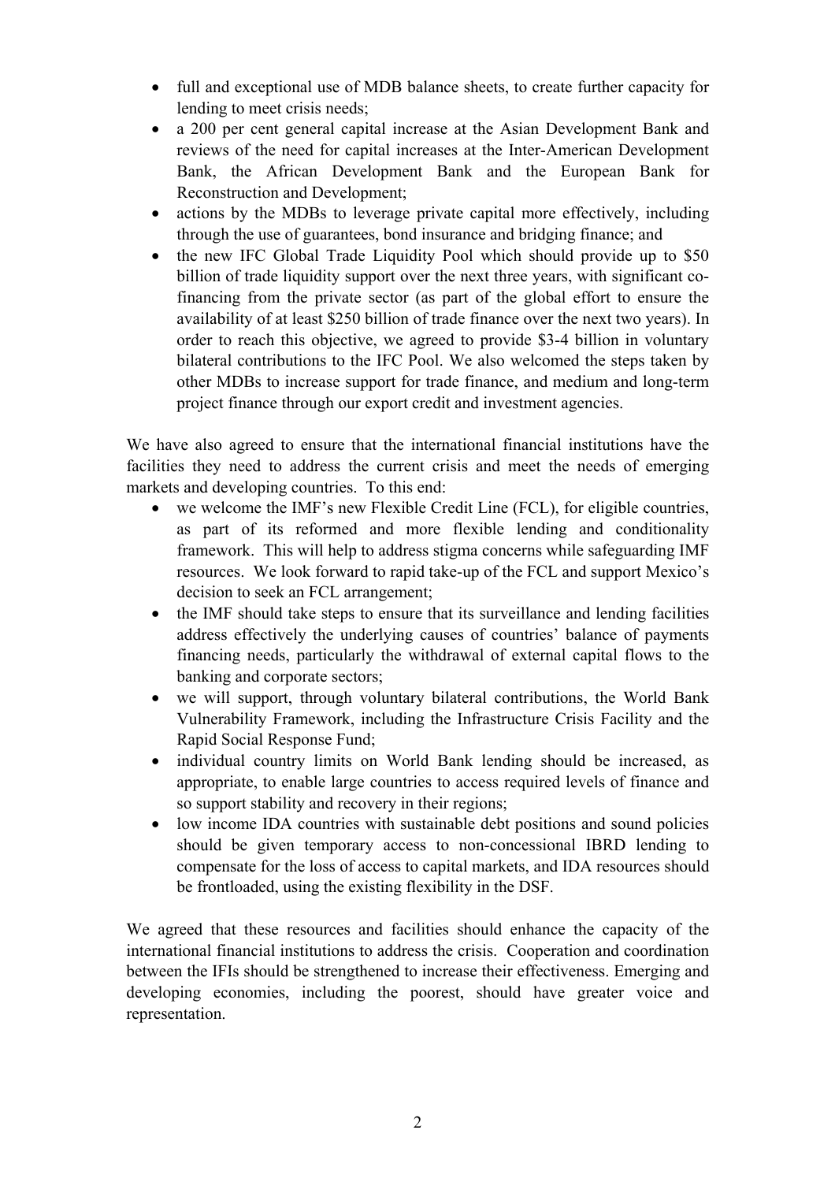- full and exceptional use of MDB balance sheets, to create further capacity for lending to meet crisis needs;
- a 200 per cent general capital increase at the Asian Development Bank and reviews of the need for capital increases at the Inter-American Development Bank, the African Development Bank and the European Bank for Reconstruction and Development;
- actions by the MDBs to leverage private capital more effectively, including through the use of guarantees, bond insurance and bridging finance; and
- the new IFC Global Trade Liquidity Pool which should provide up to $50 billion of trade liquidity support over the next three years, with significant co-financing from the private sector (as part of the global effort to ensure the availability of at least $250 billion of trade finance over the next two years). In order to reach this objective, we agreed to provide $3-4 billion in voluntary bilateral contributions to the IFC Pool. We also welcomed the steps taken by other MDBs to increase support for trade finance, and medium and long-term project finance through our export credit and investment agencies.

We have also agreed to ensure that the international financial institutions have the facilities they need to address the current crisis and meet the needs of emerging markets and developing countries. To this end:

- we welcome the IMF's new Flexible Credit Line (FCL), for eligible countries, as part of its reformed and more flexible lending and conditionality framework. This will help to address stigma concerns while safeguarding IMF resources. We look forward to rapid take-up of the FCL and support Mexico's decision to seek an FCL arrangement;
- the IMF should take steps to ensure that its surveillance and lending facilities address effectively the underlying causes of countries' balance of payments financing needs, particularly the withdrawal of external capital flows to the banking and corporate sectors;
- we will support, through voluntary bilateral contributions, the World Bank Vulnerability Framework, including the Infrastructure Crisis Facility and the Rapid Social Response Fund;
- individual country limits on World Bank lending should be increased, as appropriate, to enable large countries to access required levels of finance and so support stability and recovery in their regions;
- low income IDA countries with sustainable debt positions and sound policies should be given temporary access to non-concessional IBRD lending to compensate for the loss of access to capital markets, and IDA resources should be frontloaded, using the existing flexibility in the DSF.

We agreed that these resources and facilities should enhance the capacity of the international financial institutions to address the crisis. Cooperation and coordination between the IFIs should be strengthened to increase their effectiveness. Emerging and developing economies, including the poorest, should have greater voice and representation.